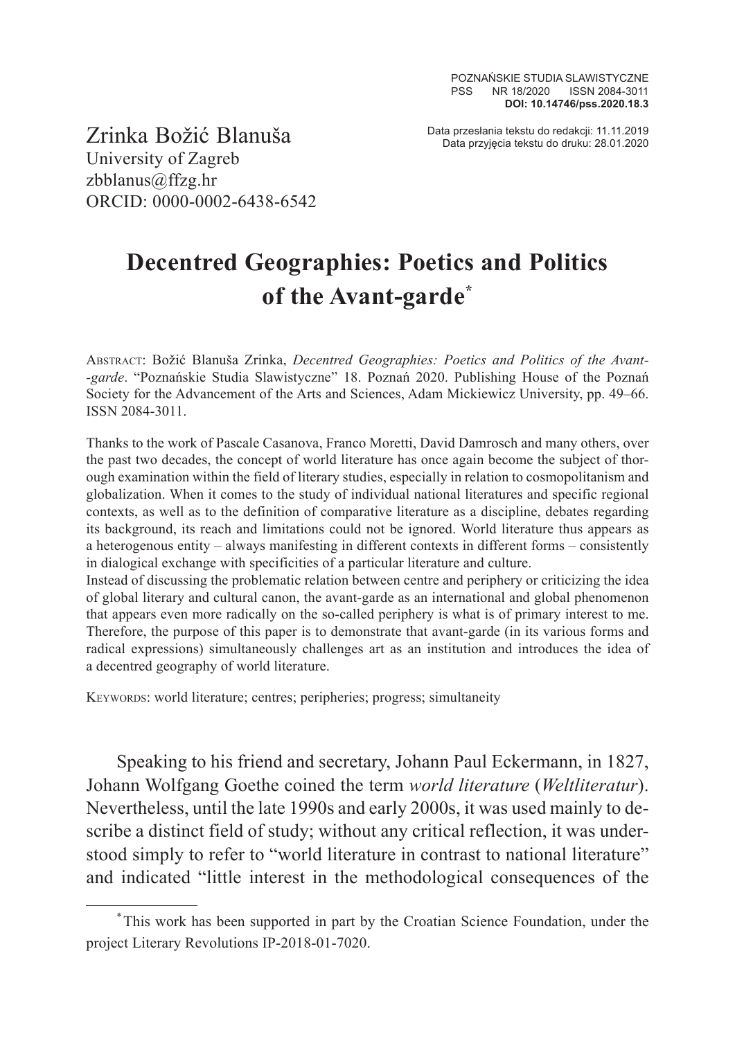Zrinka Božić Blanuša
University of Zagreb
zbblanus@ffzg.hr
ORCID: 0000-0002-6438-6542

Data przesłania tekstu do redakcji: 11.11.2019
Data przyjęcia tekstu do druku: 28.01.2020

# Decentred Geographies: Poetics and Politics of the Avant-garde[*]

Abstract: Božić Blanuša Zrinka, *Decentred Geographies: Poetics and Politics of the Avant--garde*. "Poznańskie Studia Slawistyczne" 18. Poznań 2020. Publishing House of the Poznań Society for the Advancement of the Arts and Sciences, Adam Mickiewicz University, pp. 49–66. ISSN 2084-3011.

Thanks to the work of Pascale Casanova, Franco Moretti, David Damrosch and many others, over the past two decades, the concept of world literature has once again become the subject of thorough examination within the field of literary studies, especially in relation to cosmopolitanism and globalization. When it comes to the study of individual national literatures and specific regional contexts, as well as to the definition of comparative literature as a discipline, debates regarding its background, its reach and limitations could not be ignored. World literature thus appears as a heterogenous entity – always manifesting in different contexts in different forms – consistently in dialogical exchange with specificities of a particular literature and culture.

Instead of discussing the problematic relation between centre and periphery or criticizing the idea of global literary and cultural canon, the avant-garde as an international and global phenomenon that appears even more radically on the so-called periphery is what is of primary interest to me. Therefore, the purpose of this paper is to demonstrate that avant-garde (in its various forms and radical expressions) simultaneously challenges art as an institution and introduces the idea of a decentred geography of world literature.

Keywords: world literature; centres; peripheries; progress; simultaneity

Speaking to his friend and secretary, Johann Paul Eckermann, in 1827, Johann Wolfgang Goethe coined the term *world literature* (*Weltliteratur*). Nevertheless, until the late 1990s and early 2000s, it was used mainly to describe a distinct field of study; without any critical reflection, it was understood simply to refer to "world literature in contrast to national literature" and indicated "little interest in the methodological consequences of the

[*] This work has been supported in part by the Croatian Science Foundation, under the project Literary Revolutions IP-2018-01-7020.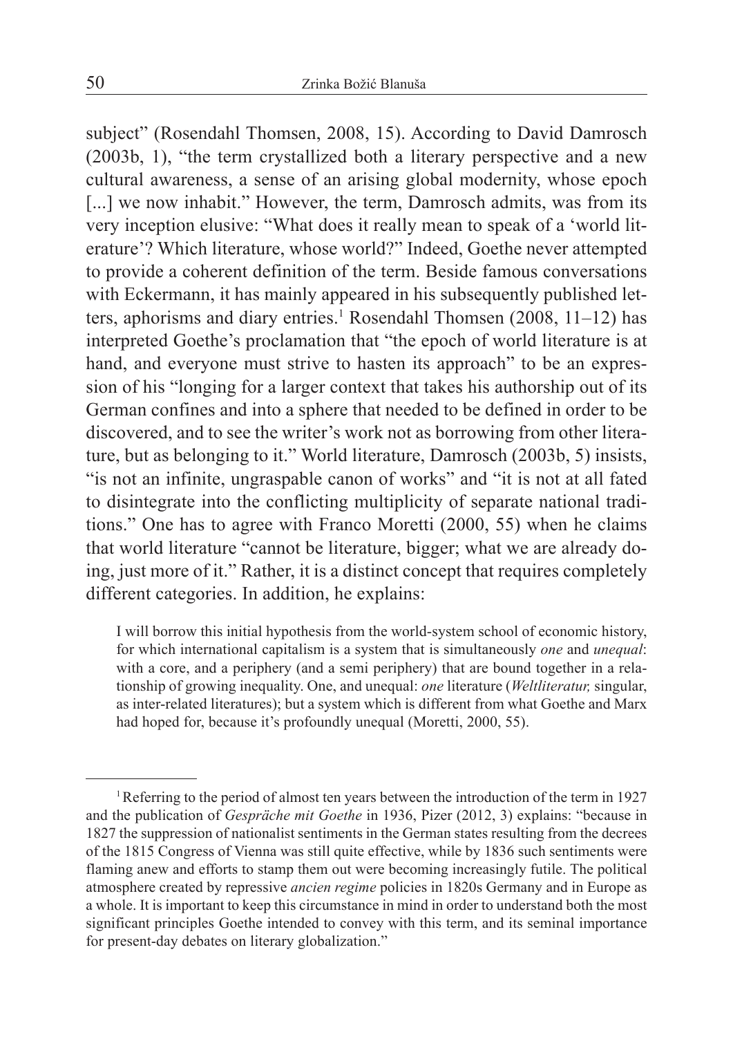subject" (Rosendahl Thomsen, 2008, 15). According to David Damrosch (2003b, 1), "the term crystallized both a literary perspective and a new cultural awareness, a sense of an arising global modernity, whose epoch [...] we now inhabit." However, the term, Damrosch admits, was from its very inception elusive: "What does it really mean to speak of a 'world literature'? Which literature, whose world?" Indeed, Goethe never attempted to provide a coherent definition of the term. Beside famous conversations with Eckermann, it has mainly appeared in his subsequently published letters, aphorisms and diary entries.[1] Rosendahl Thomsen (2008, 11–12) has interpreted Goethe's proclamation that "the epoch of world literature is at hand, and everyone must strive to hasten its approach" to be an expression of his "longing for a larger context that takes his authorship out of its German confines and into a sphere that needed to be defined in order to be discovered, and to see the writer's work not as borrowing from other literature, but as belonging to it." World literature, Damrosch (2003b, 5) insists, "is not an infinite, ungraspable canon of works" and "it is not at all fated to disintegrate into the conflicting multiplicity of separate national traditions." One has to agree with Franco Moretti (2000, 55) when he claims that world literature "cannot be literature, bigger; what we are already doing, just more of it." Rather, it is a distinct concept that requires completely different categories. In addition, he explains:

> I will borrow this initial hypothesis from the world-system school of economic history, for which international capitalism is a system that is simultaneously *one* and *unequal*: with a core, and a periphery (and a semi periphery) that are bound together in a relationship of growing inequality. One, and unequal: *one* literature (*Weltliteratur,* singular, as inter-related literatures); but a system which is different from what Goethe and Marx had hoped for, because it's profoundly unequal (Moretti, 2000, 55).

[1] Referring to the period of almost ten years between the introduction of the term in 1927 and the publication of *Gespräche mit Goethe* in 1936, Pizer (2012, 3) explains: "because in 1827 the suppression of nationalist sentiments in the German states resulting from the decrees of the 1815 Congress of Vienna was still quite effective, while by 1836 such sentiments were flaming anew and efforts to stamp them out were becoming increasingly futile. The political atmosphere created by repressive *ancien regime* policies in 1820s Germany and in Europe as a whole. It is important to keep this circumstance in mind in order to understand both the most significant principles Goethe intended to convey with this term, and its seminal importance for present-day debates on literary globalization."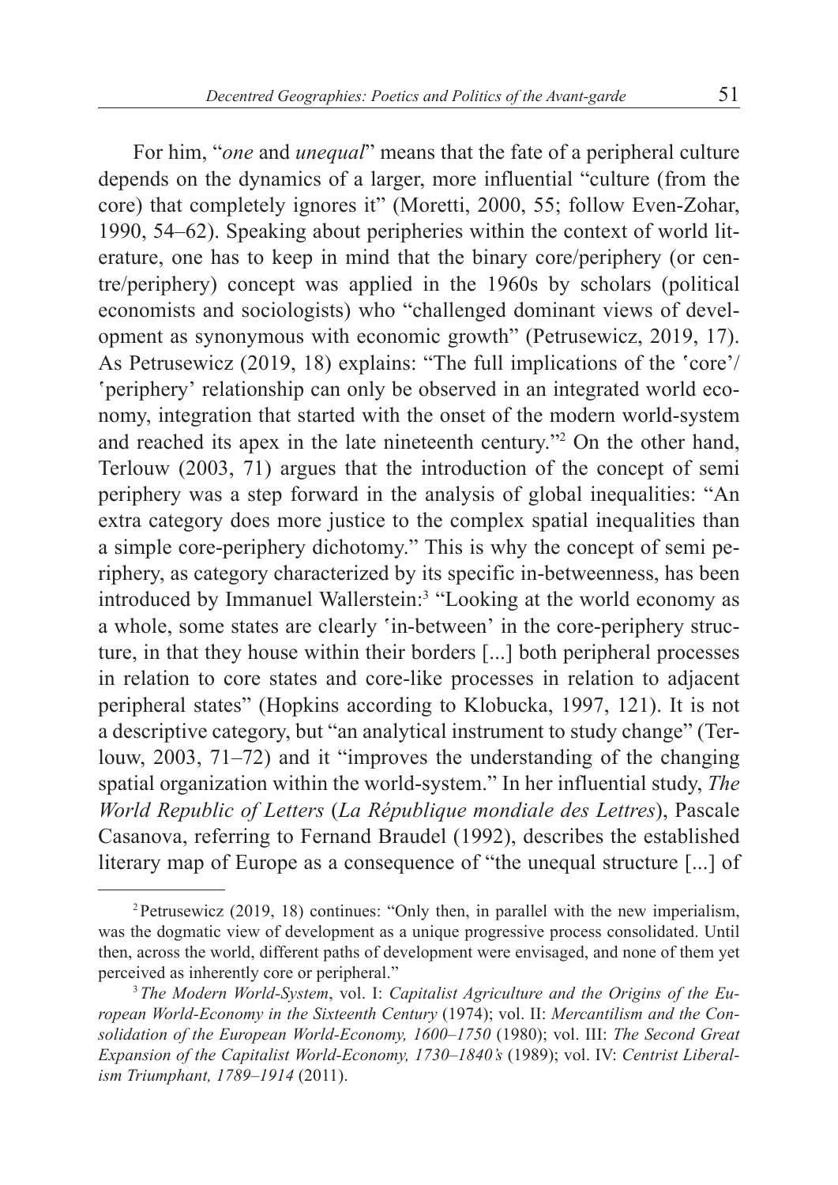For him, "*one* and *unequal*" means that the fate of a peripheral culture depends on the dynamics of a larger, more influential "culture (from the core) that completely ignores it" (Moretti, 2000, 55; follow Even-Zohar, 1990, 54–62). Speaking about peripheries within the context of world literature, one has to keep in mind that the binary core/periphery (or centre/periphery) concept was applied in the 1960s by scholars (political economists and sociologists) who "challenged dominant views of development as synonymous with economic growth" (Petrusewicz, 2019, 17). As Petrusewicz (2019, 18) explains: "The full implications of the ʽcore'/ ʽperiphery' relationship can only be observed in an integrated world economy, integration that started with the onset of the modern world-system and reached its apex in the late nineteenth century."[2] On the other hand, Terlouw (2003, 71) argues that the introduction of the concept of semi periphery was a step forward in the analysis of global inequalities: "An extra category does more justice to the complex spatial inequalities than a simple core-periphery dichotomy." This is why the concept of semi periphery, as category characterized by its specific in-betweenness, has been introduced by Immanuel Wallerstein:[3] "Looking at the world economy as a whole, some states are clearly ʽin-between' in the core-periphery structure, in that they house within their borders [...] both peripheral processes in relation to core states and core-like processes in relation to adjacent peripheral states" (Hopkins according to Klobucka, 1997, 121). It is not a descriptive category, but "an analytical instrument to study change" (Terlouw, 2003, 71–72) and it "improves the understanding of the changing spatial organization within the world-system." In her influential study, *The World Republic of Letters* (*La République mondiale des Lettres*), Pascale Casanova, referring to Fernand Braudel (1992), describes the established literary map of Europe as a consequence of "the unequal structure [...] of

---

[2] Petrusewicz (2019, 18) continues: "Only then, in parallel with the new imperialism, was the dogmatic view of development as a unique progressive process consolidated. Until then, across the world, different paths of development were envisaged, and none of them yet perceived as inherently core or peripheral."

[3] *The Modern World-System*, vol. I: *Capitalist Agriculture and the Origins of the European World-Economy in the Sixteenth Century* (1974); vol. II: *Mercantilism and the Consolidation of the European World-Economy, 1600–1750* (1980); vol. III: *The Second Great Expansion of the Capitalist World-Economy, 1730–1840's* (1989); vol. IV: *Centrist Liberalism Triumphant, 1789–1914* (2011).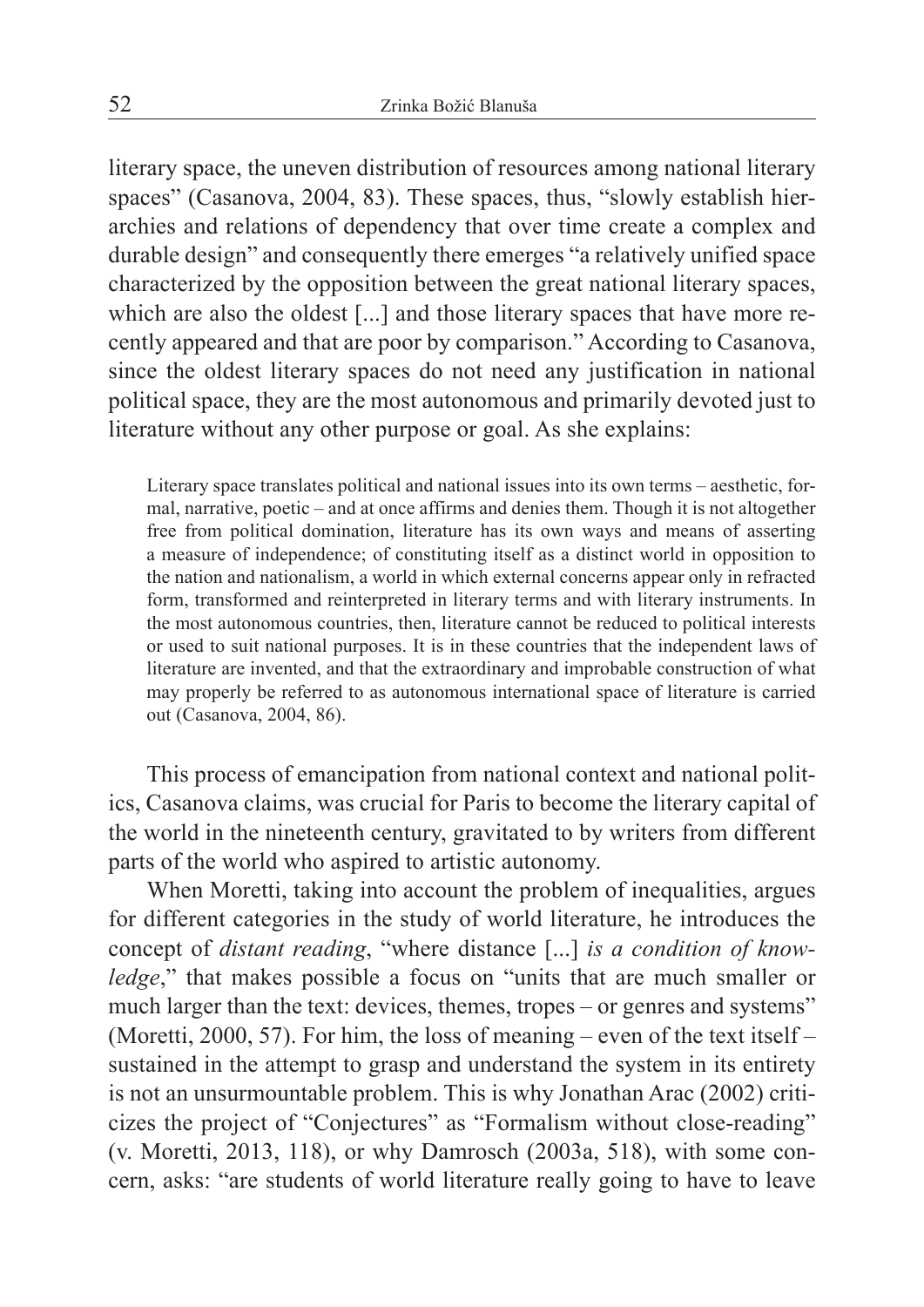literary space, the uneven distribution of resources among national literary spaces" (Casanova, 2004, 83). These spaces, thus, "slowly establish hierarchies and relations of dependency that over time create a complex and durable design" and consequently there emerges "a relatively unified space characterized by the opposition between the great national literary spaces, which are also the oldest [...] and those literary spaces that have more recently appeared and that are poor by comparison." According to Casanova, since the oldest literary spaces do not need any justification in national political space, they are the most autonomous and primarily devoted just to literature without any other purpose or goal. As she explains:

> Literary space translates political and national issues into its own terms – aesthetic, formal, narrative, poetic – and at once affirms and denies them. Though it is not altogether free from political domination, literature has its own ways and means of asserting a measure of independence; of constituting itself as a distinct world in opposition to the nation and nationalism, a world in which external concerns appear only in refracted form, transformed and reinterpreted in literary terms and with literary instruments. In the most autonomous countries, then, literature cannot be reduced to political interests or used to suit national purposes. It is in these countries that the independent laws of literature are invented, and that the extraordinary and improbable construction of what may properly be referred to as autonomous international space of literature is carried out (Casanova, 2004, 86).

This process of emancipation from national context and national politics, Casanova claims, was crucial for Paris to become the literary capital of the world in the nineteenth century, gravitated to by writers from different parts of the world who aspired to artistic autonomy.

When Moretti, taking into account the problem of inequalities, argues for different categories in the study of world literature, he introduces the concept of *distant reading*, "where distance [...] *is a condition of knowledge*," that makes possible a focus on "units that are much smaller or much larger than the text: devices, themes, tropes – or genres and systems" (Moretti, 2000, 57). For him, the loss of meaning – even of the text itself – sustained in the attempt to grasp and understand the system in its entirety is not an unsurmountable problem. This is why Jonathan Arac (2002) criticizes the project of "Conjectures" as "Formalism without close-reading" (v. Moretti, 2013, 118), or why Damrosch (2003a, 518), with some concern, asks: "are students of world literature really going to have to leave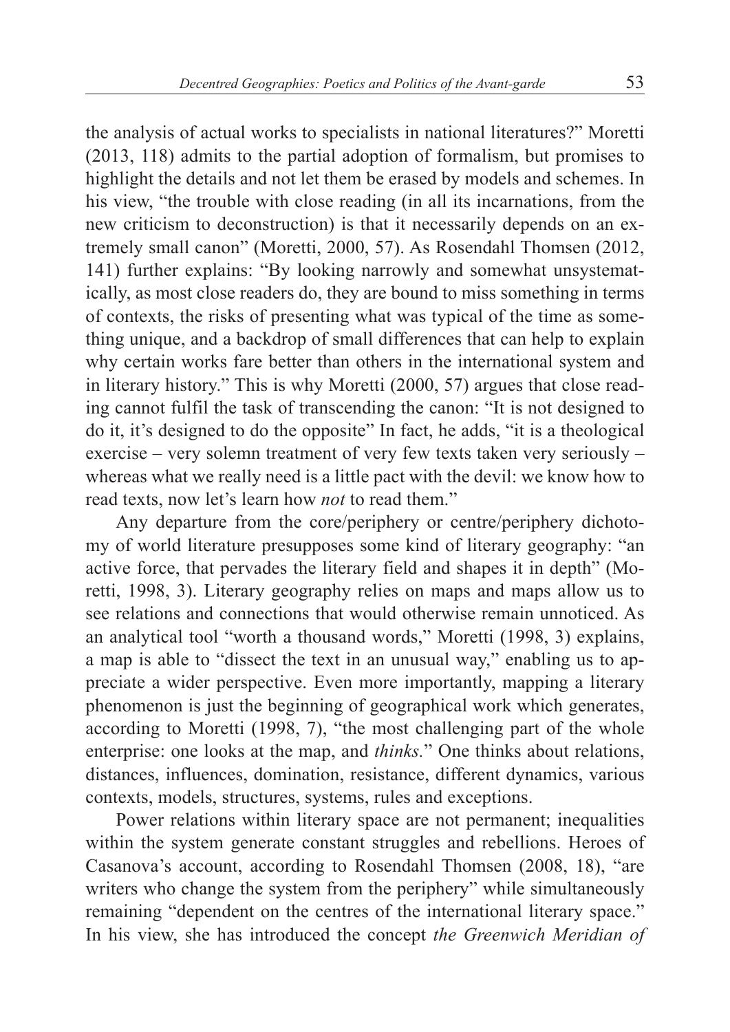the analysis of actual works to specialists in national literatures?" Moretti (2013, 118) admits to the partial adoption of formalism, but promises to highlight the details and not let them be erased by models and schemes. In his view, "the trouble with close reading (in all its incarnations, from the new criticism to deconstruction) is that it necessarily depends on an extremely small canon" (Moretti, 2000, 57). As Rosendahl Thomsen (2012, 141) further explains: "By looking narrowly and somewhat unsystematically, as most close readers do, they are bound to miss something in terms of contexts, the risks of presenting what was typical of the time as something unique, and a backdrop of small differences that can help to explain why certain works fare better than others in the international system and in literary history." This is why Moretti (2000, 57) argues that close reading cannot fulfil the task of transcending the canon: "It is not designed to do it, it's designed to do the opposite" In fact, he adds, "it is a theological exercise – very solemn treatment of very few texts taken very seriously – whereas what we really need is a little pact with the devil: we know how to read texts, now let's learn how *not* to read them."

Any departure from the core/periphery or centre/periphery dichotomy of world literature presupposes some kind of literary geography: "an active force, that pervades the literary field and shapes it in depth" (Moretti, 1998, 3). Literary geography relies on maps and maps allow us to see relations and connections that would otherwise remain unnoticed. As an analytical tool "worth a thousand words," Moretti (1998, 3) explains, a map is able to "dissect the text in an unusual way," enabling us to appreciate a wider perspective. Even more importantly, mapping a literary phenomenon is just the beginning of geographical work which generates, according to Moretti (1998, 7), "the most challenging part of the whole enterprise: one looks at the map, and *thinks.*" One thinks about relations, distances, influences, domination, resistance, different dynamics, various contexts, models, structures, systems, rules and exceptions.

Power relations within literary space are not permanent; inequalities within the system generate constant struggles and rebellions. Heroes of Casanova's account, according to Rosendahl Thomsen (2008, 18), "are writers who change the system from the periphery" while simultaneously remaining "dependent on the centres of the international literary space." In his view, she has introduced the concept *the Greenwich Meridian of*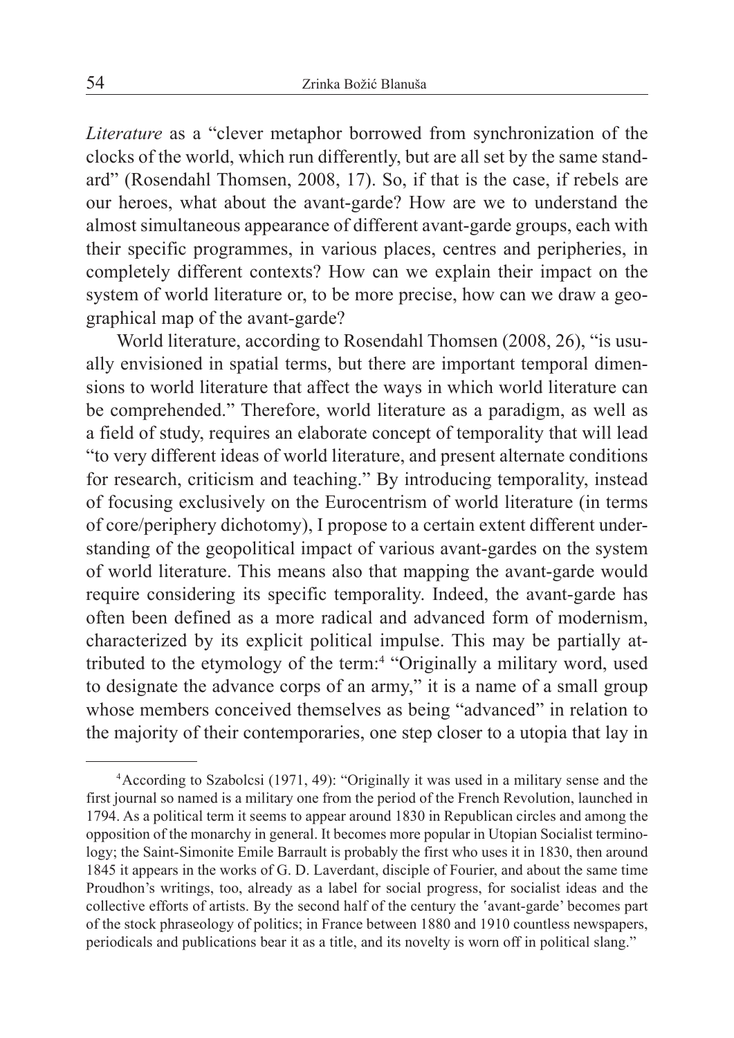*Literature* as a "clever metaphor borrowed from synchronization of the clocks of the world, which run differently, but are all set by the same standard" (Rosendahl Thomsen, 2008, 17). So, if that is the case, if rebels are our heroes, what about the avant-garde? How are we to understand the almost simultaneous appearance of different avant-garde groups, each with their specific programmes, in various places, centres and peripheries, in completely different contexts? How can we explain their impact on the system of world literature or, to be more precise, how can we draw a geographical map of the avant-garde?

World literature, according to Rosendahl Thomsen (2008, 26), "is usually envisioned in spatial terms, but there are important temporal dimensions to world literature that affect the ways in which world literature can be comprehended." Therefore, world literature as a paradigm, as well as a field of study, requires an elaborate concept of temporality that will lead "to very different ideas of world literature, and present alternate conditions for research, criticism and teaching." By introducing temporality, instead of focusing exclusively on the Eurocentrism of world literature (in terms of core/periphery dichotomy), I propose to a certain extent different understanding of the geopolitical impact of various avant-gardes on the system of world literature. This means also that mapping the avant-garde would require considering its specific temporality. Indeed, the avant-garde has often been defined as a more radical and advanced form of modernism, characterized by its explicit political impulse. This may be partially attributed to the etymology of the term:[4] "Originally a military word, used to designate the advance corps of an army," it is a name of a small group whose members conceived themselves as being "advanced" in relation to the majority of their contemporaries, one step closer to a utopia that lay in

---

[4] According to Szabolcsi (1971, 49): "Originally it was used in a military sense and the first journal so named is a military one from the period of the French Revolution, launched in 1794. As a political term it seems to appear around 1830 in Republican circles and among the opposition of the monarchy in general. It becomes more popular in Utopian Socialist terminology; the Saint-Simonite Emile Barrault is probably the first who uses it in 1830, then around 1845 it appears in the works of G. D. Laverdant, disciple of Fourier, and about the same time Proudhon's writings, too, already as a label for social progress, for socialist ideas and the collective efforts of artists. By the second half of the century the 'avant-garde' becomes part of the stock phraseology of politics; in France between 1880 and 1910 countless newspapers, periodicals and publications bear it as a title, and its novelty is worn off in political slang."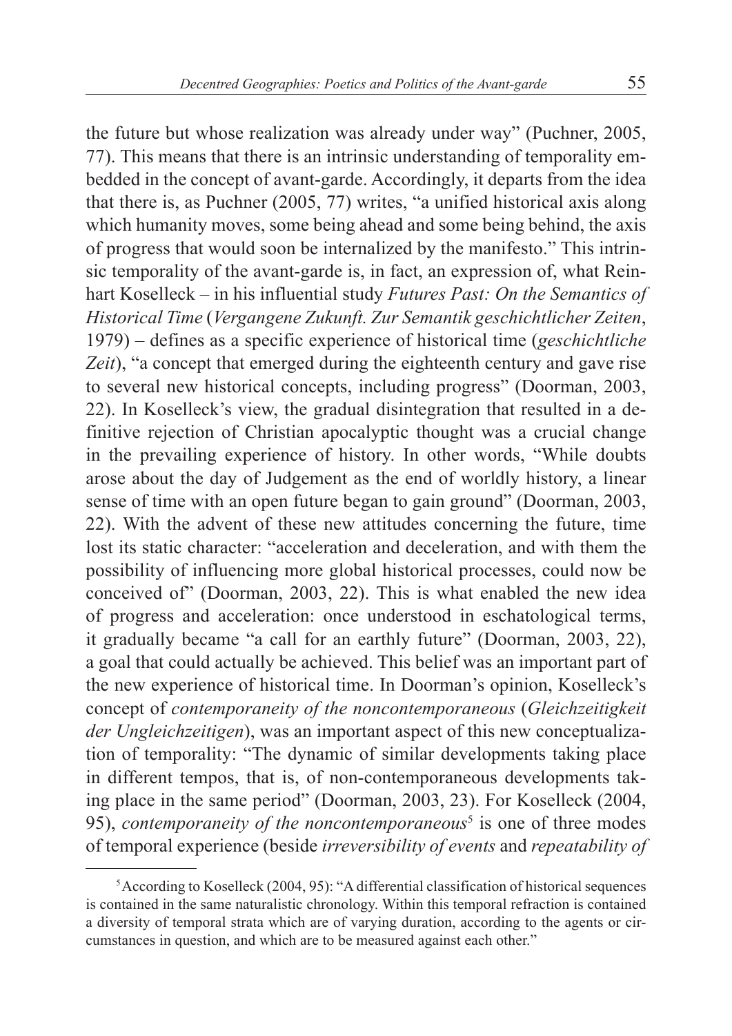the future but whose realization was already under way" (Puchner, 2005, 77). This means that there is an intrinsic understanding of temporality embedded in the concept of avant-garde. Accordingly, it departs from the idea that there is, as Puchner (2005, 77) writes, "a unified historical axis along which humanity moves, some being ahead and some being behind, the axis of progress that would soon be internalized by the manifesto." This intrinsic temporality of the avant-garde is, in fact, an expression of, what Reinhart Koselleck – in his influential study *Futures Past: On the Semantics of Historical Time* (*Vergangene Zukunft. Zur Semantik geschichtlicher Zeiten*, 1979) – defines as a specific experience of historical time (*geschichtliche Zeit*), "a concept that emerged during the eighteenth century and gave rise to several new historical concepts, including progress" (Doorman, 2003, 22). In Koselleck's view, the gradual disintegration that resulted in a definitive rejection of Christian apocalyptic thought was a crucial change in the prevailing experience of history. In other words, "While doubts arose about the day of Judgement as the end of worldly history, a linear sense of time with an open future began to gain ground" (Doorman, 2003, 22). With the advent of these new attitudes concerning the future, time lost its static character: "acceleration and deceleration, and with them the possibility of influencing more global historical processes, could now be conceived of" (Doorman, 2003, 22). This is what enabled the new idea of progress and acceleration: once understood in eschatological terms, it gradually became "a call for an earthly future" (Doorman, 2003, 22), a goal that could actually be achieved. This belief was an important part of the new experience of historical time. In Doorman's opinion, Koselleck's concept of *contemporaneity of the noncontemporaneous* (*Gleichzeitigkeit der Ungleichzeitigen*), was an important aspect of this new conceptualization of temporality: "The dynamic of similar developments taking place in different tempos, that is, of non-contemporaneous developments taking place in the same period" (Doorman, 2003, 23). For Koselleck (2004, 95), *contemporaneity of the noncontemporaneous*[5] is one of three modes of temporal experience (beside *irreversibility of events* and *repeatability of*

[5] According to Koselleck (2004, 95): "A differential classification of historical sequences is contained in the same naturalistic chronology. Within this temporal refraction is contained a diversity of temporal strata which are of varying duration, according to the agents or circumstances in question, and which are to be measured against each other."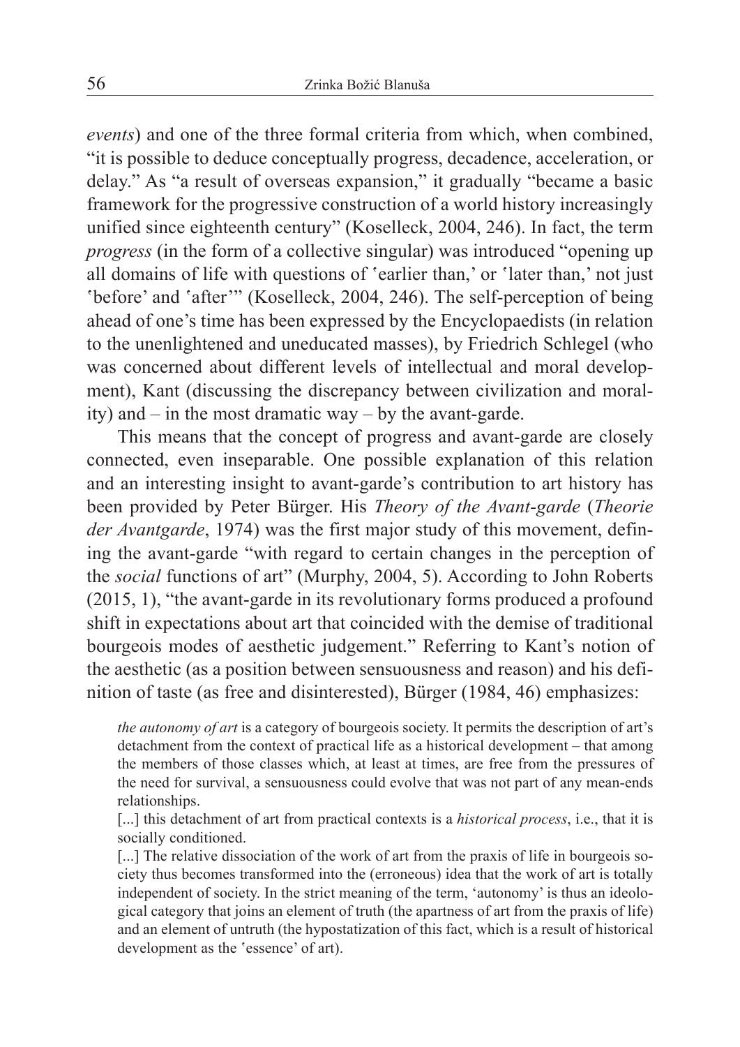*events*) and one of the three formal criteria from which, when combined, "it is possible to deduce conceptually progress, decadence, acceleration, or delay." As "a result of overseas expansion," it gradually "became a basic framework for the progressive construction of a world history increasingly unified since eighteenth century" (Koselleck, 2004, 246). In fact, the term *progress* (in the form of a collective singular) was introduced "opening up all domains of life with questions of ʽearlier than,' or ʽlater than,' not just ʽbefore' and ʽafter'" (Koselleck, 2004, 246). The self-perception of being ahead of one's time has been expressed by the Encyclopaedists (in relation to the unenlightened and uneducated masses), by Friedrich Schlegel (who was concerned about different levels of intellectual and moral development), Kant (discussing the discrepancy between civilization and morality) and – in the most dramatic way – by the avant-garde.

This means that the concept of progress and avant-garde are closely connected, even inseparable. One possible explanation of this relation and an interesting insight to avant-garde's contribution to art history has been provided by Peter Bürger. His *Theory of the Avant-garde* (*Theorie der Avantgarde*, 1974) was the first major study of this movement, defining the avant-garde "with regard to certain changes in the perception of the *social* functions of art" (Murphy, 2004, 5). According to John Roberts (2015, 1), "the avant-garde in its revolutionary forms produced a profound shift in expectations about art that coincided with the demise of traditional bourgeois modes of aesthetic judgement." Referring to Kant's notion of the aesthetic (as a position between sensuousness and reason) and his definition of taste (as free and disinterested), Bürger (1984, 46) emphasizes:

> *the autonomy of art* is a category of bourgeois society. It permits the description of art's detachment from the context of practical life as a historical development – that among the members of those classes which, at least at times, are free from the pressures of the need for survival, a sensuousness could evolve that was not part of any mean-ends relationships.
>
> [...] this detachment of art from practical contexts is a *historical process*, i.e., that it is socially conditioned.
>
> [...] The relative dissociation of the work of art from the praxis of life in bourgeois society thus becomes transformed into the (erroneous) idea that the work of art is totally independent of society. In the strict meaning of the term, 'autonomy' is thus an ideological category that joins an element of truth (the apartness of art from the praxis of life) and an element of untruth (the hypostatization of this fact, which is a result of historical development as the ʽessence' of art).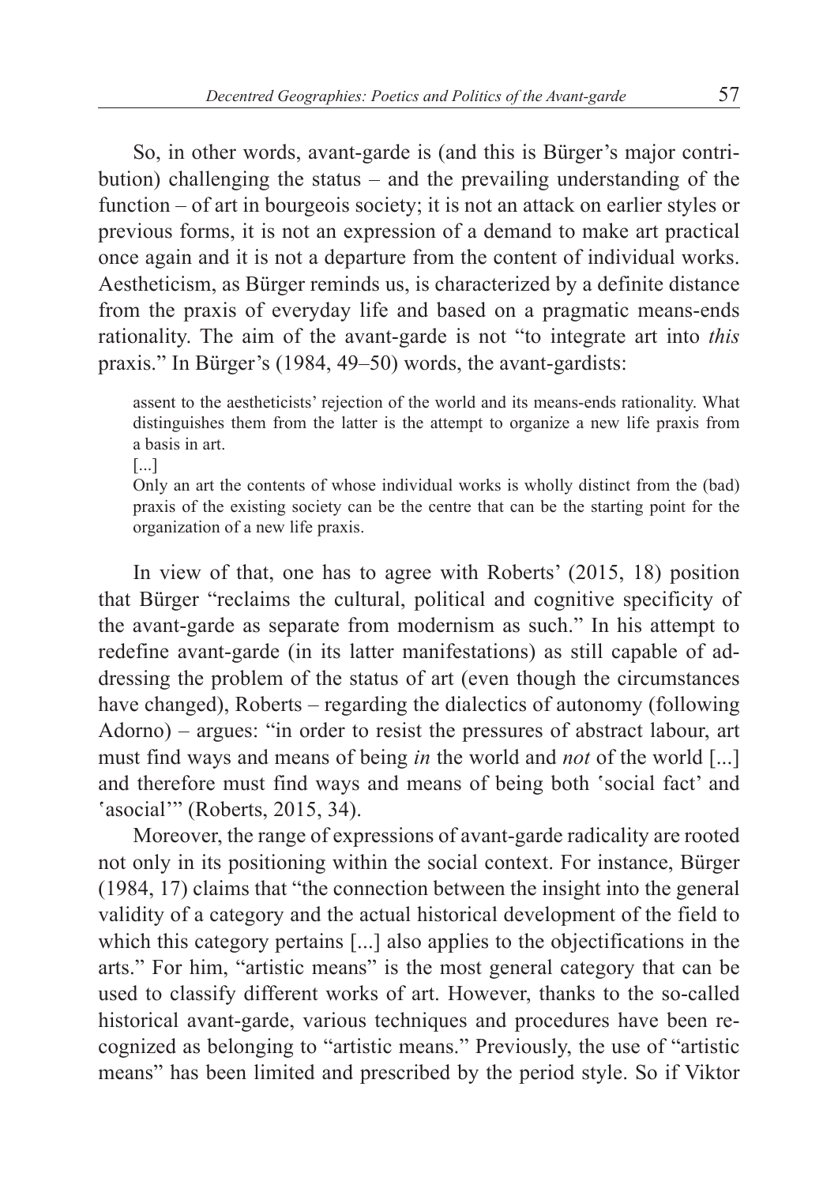So, in other words, avant-garde is (and this is Bürger's major contribution) challenging the status – and the prevailing understanding of the function – of art in bourgeois society; it is not an attack on earlier styles or previous forms, it is not an expression of a demand to make art practical once again and it is not a departure from the content of individual works. Aestheticism, as Bürger reminds us, is characterized by a definite distance from the praxis of everyday life and based on a pragmatic means-ends rationality. The aim of the avant-garde is not "to integrate art into *this* praxis." In Bürger's (1984, 49–50) words, the avant-gardists:

> assent to the aestheticists' rejection of the world and its means-ends rationality. What distinguishes them from the latter is the attempt to organize a new life praxis from a basis in art.
>
> [...]
>
> Only an art the contents of whose individual works is wholly distinct from the (bad) praxis of the existing society can be the centre that can be the starting point for the organization of a new life praxis.

In view of that, one has to agree with Roberts' (2015, 18) position that Bürger "reclaims the cultural, political and cognitive specificity of the avant-garde as separate from modernism as such." In his attempt to redefine avant-garde (in its latter manifestations) as still capable of addressing the problem of the status of art (even though the circumstances have changed), Roberts – regarding the dialectics of autonomy (following Adorno) – argues: "in order to resist the pressures of abstract labour, art must find ways and means of being *in* the world and *not* of the world [...] and therefore must find ways and means of being both 'social fact' and 'asocial'" (Roberts, 2015, 34).

Moreover, the range of expressions of avant-garde radicality are rooted not only in its positioning within the social context. For instance, Bürger (1984, 17) claims that "the connection between the insight into the general validity of a category and the actual historical development of the field to which this category pertains [...] also applies to the objectifications in the arts." For him, "artistic means" is the most general category that can be used to classify different works of art. However, thanks to the so-called historical avant-garde, various techniques and procedures have been recognized as belonging to "artistic means." Previously, the use of "artistic means" has been limited and prescribed by the period style. So if Viktor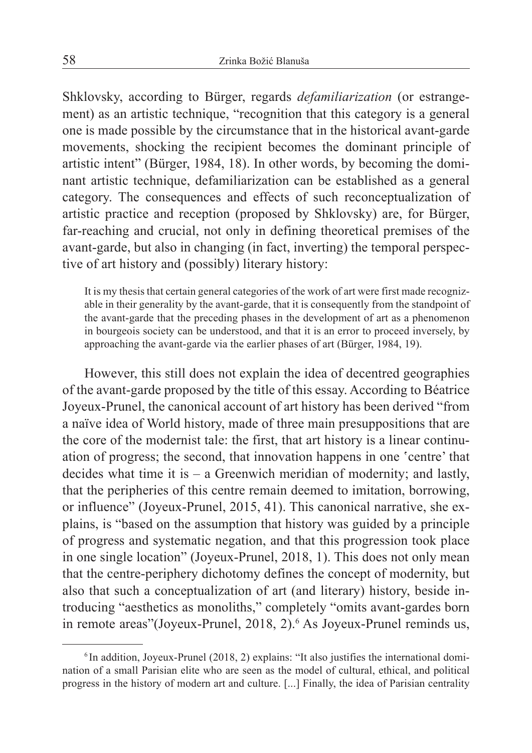Shklovsky, according to Bürger, regards *defamiliarization* (or estrangement) as an artistic technique, "recognition that this category is a general one is made possible by the circumstance that in the historical avant-garde movements, shocking the recipient becomes the dominant principle of artistic intent" (Bürger, 1984, 18). In other words, by becoming the dominant artistic technique, defamiliarization can be established as a general category. The consequences and effects of such reconceptualization of artistic practice and reception (proposed by Shklovsky) are, for Bürger, far-reaching and crucial, not only in defining theoretical premises of the avant-garde, but also in changing (in fact, inverting) the temporal perspective of art history and (possibly) literary history:

> It is my thesis that certain general categories of the work of art were first made recognizable in their generality by the avant-garde, that it is consequently from the standpoint of the avant-garde that the preceding phases in the development of art as a phenomenon in bourgeois society can be understood, and that it is an error to proceed inversely, by approaching the avant-garde via the earlier phases of art (Bürger, 1984, 19).

However, this still does not explain the idea of decentred geographies of the avant-garde proposed by the title of this essay. According to Béatrice Joyeux-Prunel, the canonical account of art history has been derived "from a naïve idea of World history, made of three main presuppositions that are the core of the modernist tale: the first, that art history is a linear continuation of progress; the second, that innovation happens in one 'centre' that decides what time it is – a Greenwich meridian of modernity; and lastly, that the peripheries of this centre remain deemed to imitation, borrowing, or influence" (Joyeux-Prunel, 2015, 41). This canonical narrative, she explains, is "based on the assumption that history was guided by a principle of progress and systematic negation, and that this progression took place in one single location" (Joyeux-Prunel, 2018, 1). This does not only mean that the centre-periphery dichotomy defines the concept of modernity, but also that such a conceptualization of art (and literary) history, beside introducing "aesthetics as monoliths," completely "omits avant-gardes born in remote areas"(Joyeux-Prunel, 2018, 2).[6] As Joyeux-Prunel reminds us,

---

[6] In addition, Joyeux-Prunel (2018, 2) explains: "It also justifies the international domination of a small Parisian elite who are seen as the model of cultural, ethical, and political progress in the history of modern art and culture. [...] Finally, the idea of Parisian centrality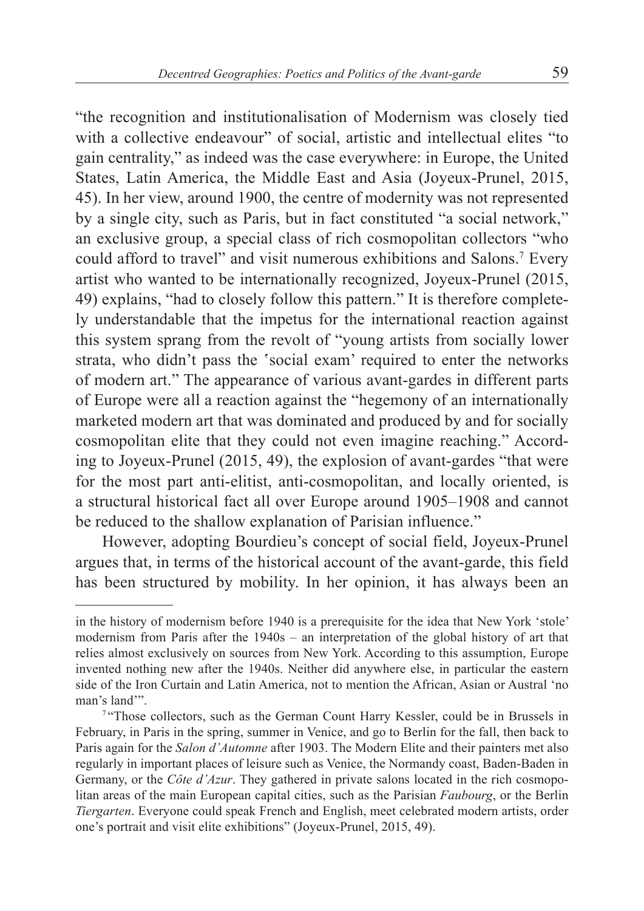"the recognition and institutionalisation of Modernism was closely tied with a collective endeavour" of social, artistic and intellectual elites "to gain centrality," as indeed was the case everywhere: in Europe, the United States, Latin America, the Middle East and Asia (Joyeux-Prunel, 2015, 45). In her view, around 1900, the centre of modernity was not represented by a single city, such as Paris, but in fact constituted "a social network," an exclusive group, a special class of rich cosmopolitan collectors "who could afford to travel" and visit numerous exhibitions and Salons.[7] Every artist who wanted to be internationally recognized, Joyeux-Prunel (2015, 49) explains, "had to closely follow this pattern." It is therefore completely understandable that the impetus for the international reaction against this system sprang from the revolt of "young artists from socially lower strata, who didn't pass the 'social exam' required to enter the networks of modern art." The appearance of various avant-gardes in different parts of Europe were all a reaction against the "hegemony of an internationally marketed modern art that was dominated and produced by and for socially cosmopolitan elite that they could not even imagine reaching." According to Joyeux-Prunel (2015, 49), the explosion of avant-gardes "that were for the most part anti-elitist, anti-cosmopolitan, and locally oriented, is a structural historical fact all over Europe around 1905–1908 and cannot be reduced to the shallow explanation of Parisian influence."

However, adopting Bourdieu's concept of social field, Joyeux-Prunel argues that, in terms of the historical account of the avant-garde, this field has been structured by mobility. In her opinion, it has always been an

---

in the history of modernism before 1940 is a prerequisite for the idea that New York 'stole' modernism from Paris after the 1940s – an interpretation of the global history of art that relies almost exclusively on sources from New York. According to this assumption, Europe invented nothing new after the 1940s. Neither did anywhere else, in particular the eastern side of the Iron Curtain and Latin America, not to mention the African, Asian or Austral 'no man's land'".

[7] "Those collectors, such as the German Count Harry Kessler, could be in Brussels in February, in Paris in the spring, summer in Venice, and go to Berlin for the fall, then back to Paris again for the *Salon d'Automne* after 1903. The Modern Elite and their painters met also regularly in important places of leisure such as Venice, the Normandy coast, Baden-Baden in Germany, or the *Côte d'Azur*. They gathered in private salons located in the rich cosmopolitan areas of the main European capital cities, such as the Parisian *Faubourg*, or the Berlin *Tiergarten*. Everyone could speak French and English, meet celebrated modern artists, order one's portrait and visit elite exhibitions" (Joyeux-Prunel, 2015, 49).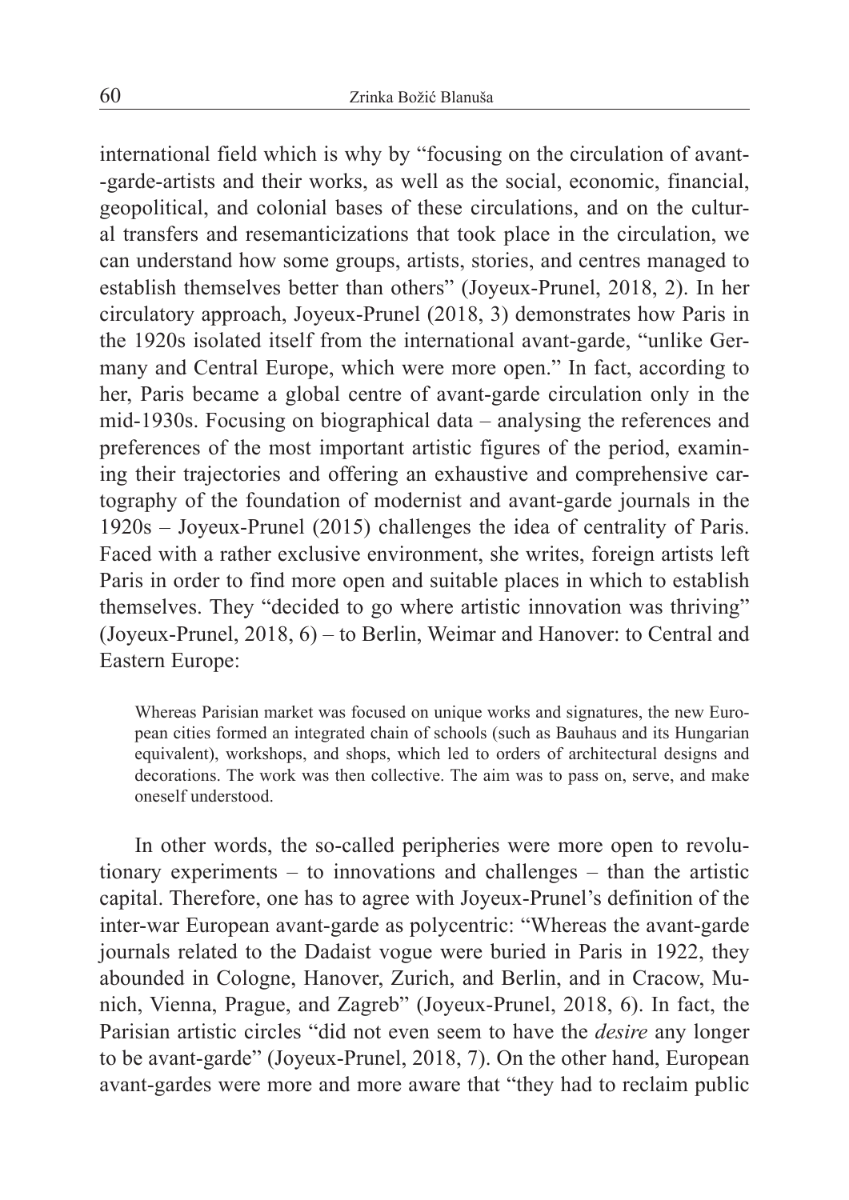international field which is why by "focusing on the circulation of avant-garde-artists and their works, as well as the social, economic, financial, geopolitical, and colonial bases of these circulations, and on the cultural transfers and resemanticizations that took place in the circulation, we can understand how some groups, artists, stories, and centres managed to establish themselves better than others" (Joyeux-Prunel, 2018, 2). In her circulatory approach, Joyeux-Prunel (2018, 3) demonstrates how Paris in the 1920s isolated itself from the international avant-garde, "unlike Germany and Central Europe, which were more open." In fact, according to her, Paris became a global centre of avant-garde circulation only in the mid-1930s. Focusing on biographical data – analysing the references and preferences of the most important artistic figures of the period, examining their trajectories and offering an exhaustive and comprehensive cartography of the foundation of modernist and avant-garde journals in the 1920s – Joyeux-Prunel (2015) challenges the idea of centrality of Paris. Faced with a rather exclusive environment, she writes, foreign artists left Paris in order to find more open and suitable places in which to establish themselves. They "decided to go where artistic innovation was thriving" (Joyeux-Prunel, 2018, 6) – to Berlin, Weimar and Hanover: to Central and Eastern Europe:

> Whereas Parisian market was focused on unique works and signatures, the new European cities formed an integrated chain of schools (such as Bauhaus and its Hungarian equivalent), workshops, and shops, which led to orders of architectural designs and decorations. The work was then collective. The aim was to pass on, serve, and make oneself understood.

In other words, the so-called peripheries were more open to revolutionary experiments – to innovations and challenges – than the artistic capital. Therefore, one has to agree with Joyeux-Prunel's definition of the inter-war European avant-garde as polycentric: "Whereas the avant-garde journals related to the Dadaist vogue were buried in Paris in 1922, they abounded in Cologne, Hanover, Zurich, and Berlin, and in Cracow, Munich, Vienna, Prague, and Zagreb" (Joyeux-Prunel, 2018, 6). In fact, the Parisian artistic circles "did not even seem to have the *desire* any longer to be avant-garde" (Joyeux-Prunel, 2018, 7). On the other hand, European avant-gardes were more and more aware that "they had to reclaim public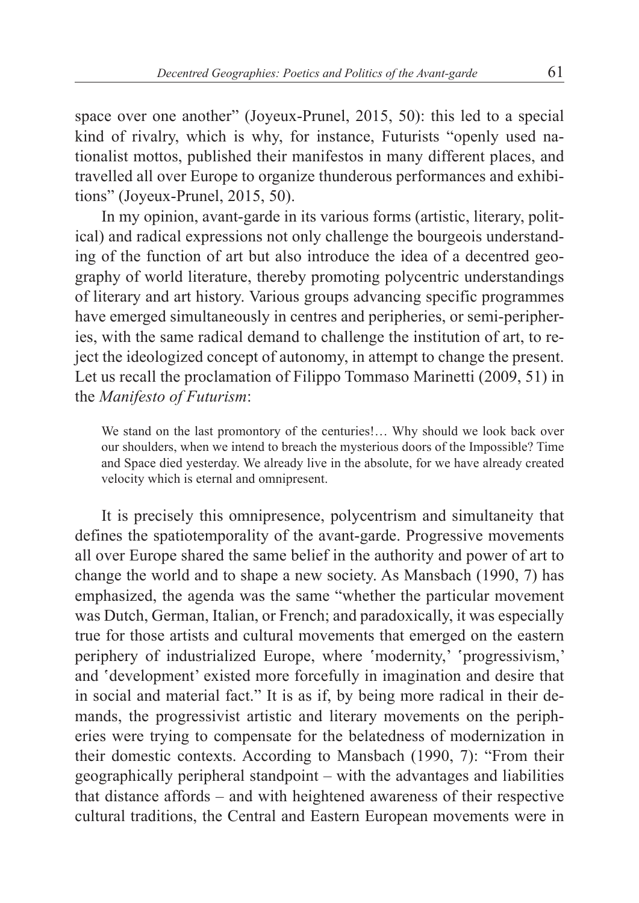space over one another" (Joyeux-Prunel, 2015, 50): this led to a special kind of rivalry, which is why, for instance, Futurists "openly used nationalist mottos, published their manifestos in many different places, and travelled all over Europe to organize thunderous performances and exhibitions" (Joyeux-Prunel, 2015, 50).

In my opinion, avant-garde in its various forms (artistic, literary, political) and radical expressions not only challenge the bourgeois understanding of the function of art but also introduce the idea of a decentred geography of world literature, thereby promoting polycentric understandings of literary and art history. Various groups advancing specific programmes have emerged simultaneously in centres and peripheries, or semi-peripheries, with the same radical demand to challenge the institution of art, to reject the ideologized concept of autonomy, in attempt to change the present. Let us recall the proclamation of Filippo Tommaso Marinetti (2009, 51) in the *Manifesto of Futurism*:

> We stand on the last promontory of the centuries!… Why should we look back over our shoulders, when we intend to breach the mysterious doors of the Impossible? Time and Space died yesterday. We already live in the absolute, for we have already created velocity which is eternal and omnipresent.

It is precisely this omnipresence, polycentrism and simultaneity that defines the spatiotemporality of the avant-garde. Progressive movements all over Europe shared the same belief in the authority and power of art to change the world and to shape a new society. As Mansbach (1990, 7) has emphasized, the agenda was the same "whether the particular movement was Dutch, German, Italian, or French; and paradoxically, it was especially true for those artists and cultural movements that emerged on the eastern periphery of industrialized Europe, where 'modernity,' 'progressivism,' and 'development' existed more forcefully in imagination and desire that in social and material fact." It is as if, by being more radical in their demands, the progressivist artistic and literary movements on the peripheries were trying to compensate for the belatedness of modernization in their domestic contexts. According to Mansbach (1990, 7): "From their geographically peripheral standpoint – with the advantages and liabilities that distance affords – and with heightened awareness of their respective cultural traditions, the Central and Eastern European movements were in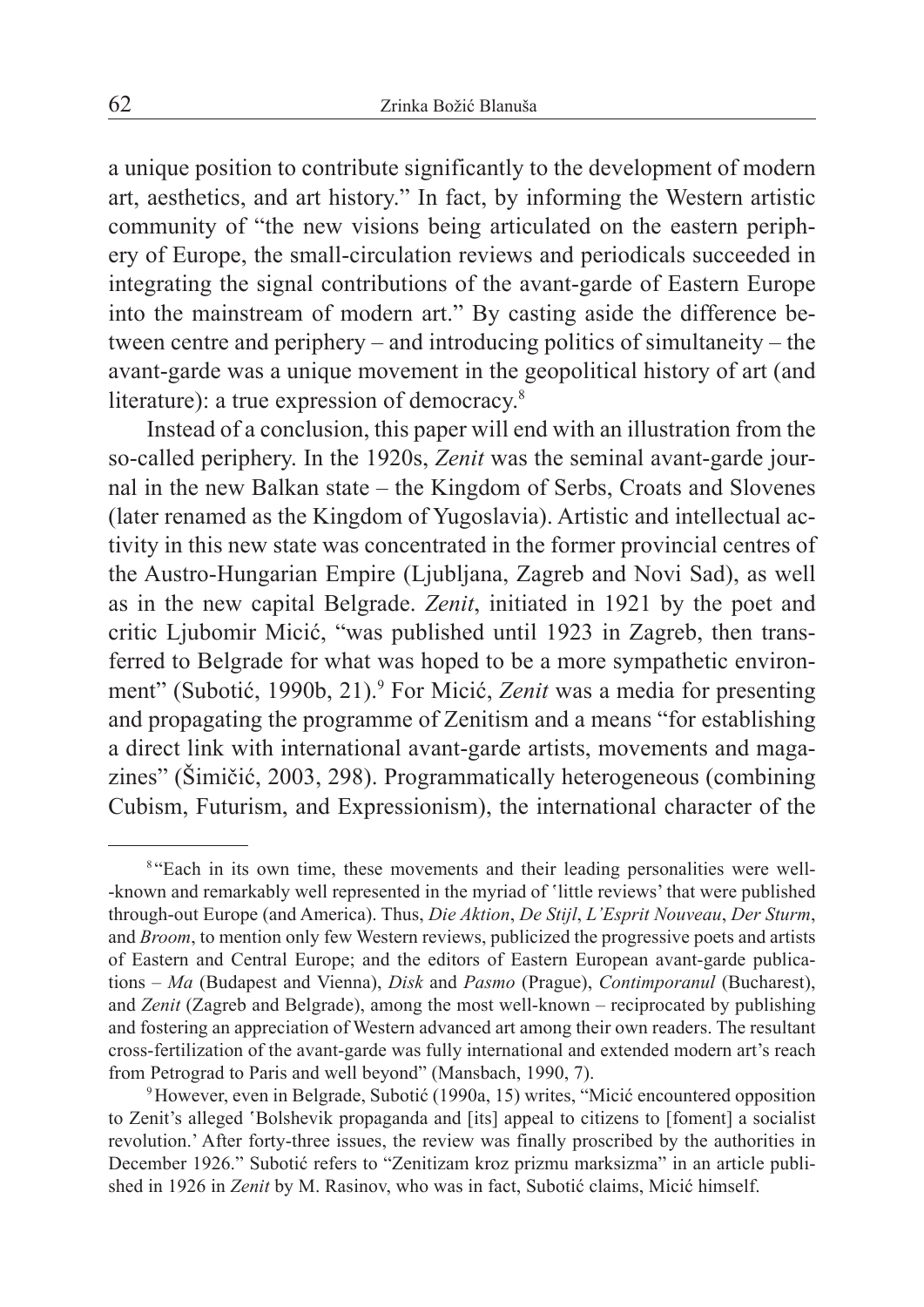a unique position to contribute significantly to the development of modern art, aesthetics, and art history." In fact, by informing the Western artistic community of "the new visions being articulated on the eastern periphery of Europe, the small-circulation reviews and periodicals succeeded in integrating the signal contributions of the avant-garde of Eastern Europe into the mainstream of modern art." By casting aside the difference between centre and periphery – and introducing politics of simultaneity – the avant-garde was a unique movement in the geopolitical history of art (and literature): a true expression of democracy.[8]

Instead of a conclusion, this paper will end with an illustration from the so-called periphery. In the 1920s, *Zenit* was the seminal avant-garde journal in the new Balkan state – the Kingdom of Serbs, Croats and Slovenes (later renamed as the Kingdom of Yugoslavia). Artistic and intellectual activity in this new state was concentrated in the former provincial centres of the Austro-Hungarian Empire (Ljubljana, Zagreb and Novi Sad), as well as in the new capital Belgrade. *Zenit*, initiated in 1921 by the poet and critic Ljubomir Micić, "was published until 1923 in Zagreb, then transferred to Belgrade for what was hoped to be a more sympathetic environment" (Subotić, 1990b, 21).[9] For Micić, *Zenit* was a media for presenting and propagating the programme of Zenitism and a means "for establishing a direct link with international avant-garde artists, movements and magazines" (Šimičić, 2003, 298). Programmatically heterogeneous (combining Cubism, Futurism, and Expressionism), the international character of the

---

[8] "Each in its own time, these movements and their leading personalities were well-known and remarkably well represented in the myriad of 'little reviews' that were published through-out Europe (and America). Thus, *Die Aktion*, *De Stijl*, *L'Esprit Nouveau*, *Der Sturm*, and *Broom*, to mention only few Western reviews, publicized the progressive poets and artists of Eastern and Central Europe; and the editors of Eastern European avant-garde publications – *Ma* (Budapest and Vienna), *Disk* and *Pasmo* (Prague), *Contimporanul* (Bucharest), and *Zenit* (Zagreb and Belgrade), among the most well-known – reciprocated by publishing and fostering an appreciation of Western advanced art among their own readers. The resultant cross-fertilization of the avant-garde was fully international and extended modern art's reach from Petrograd to Paris and well beyond" (Mansbach, 1990, 7).

[9] However, even in Belgrade, Subotić (1990a, 15) writes, "Micić encountered opposition to Zenit's alleged 'Bolshevik propaganda and [its] appeal to citizens to [foment] a socialist revolution.' After forty-three issues, the review was finally proscribed by the authorities in December 1926." Subotić refers to "Zenitizam kroz prizmu marksizma" in an article published in 1926 in *Zenit* by M. Rasinov, who was in fact, Subotić claims, Micić himself.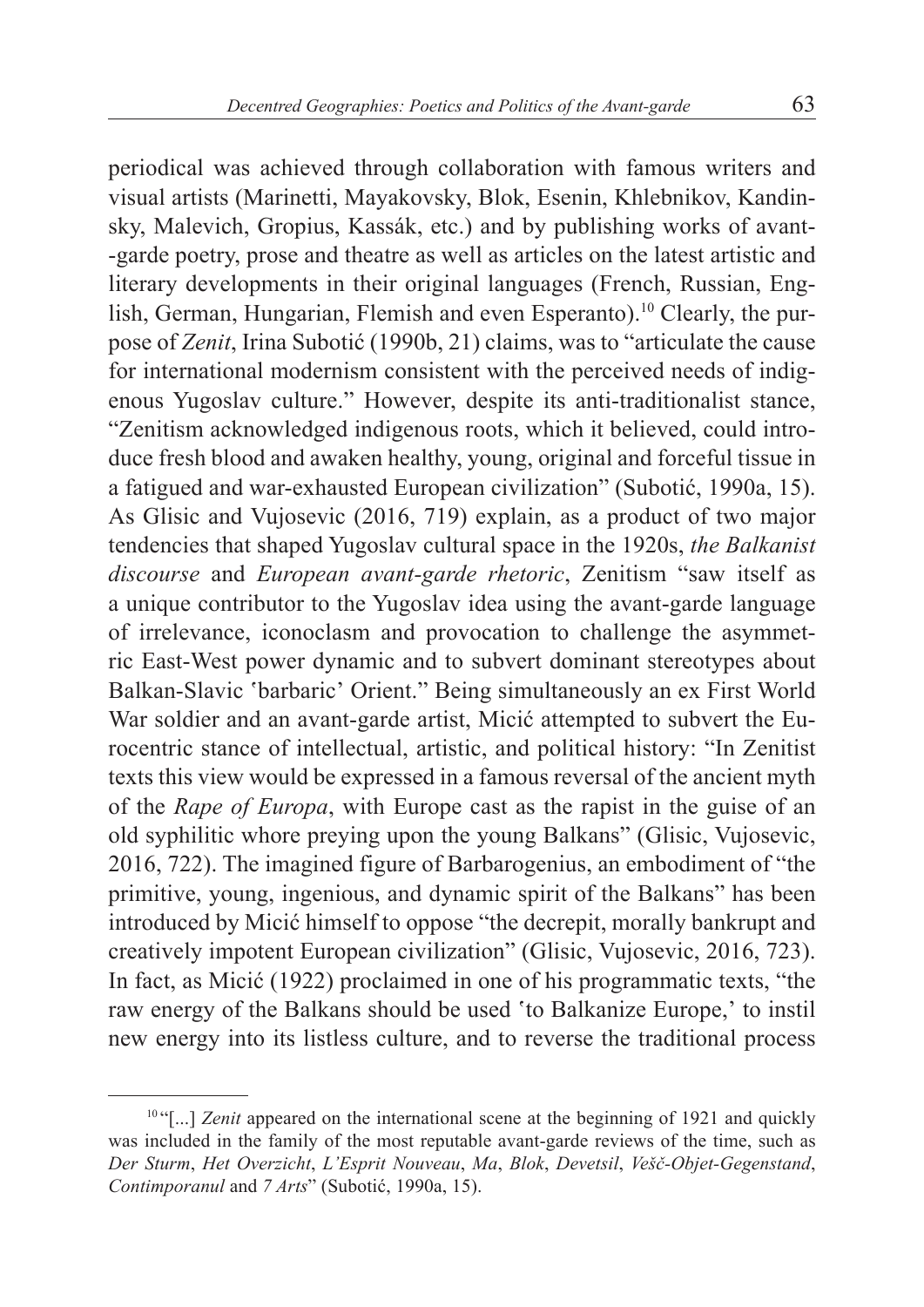periodical was achieved through collaboration with famous writers and visual artists (Marinetti, Mayakovsky, Blok, Esenin, Khlebnikov, Kandinsky, Malevich, Gropius, Kassák, etc.) and by publishing works of avant-garde poetry, prose and theatre as well as articles on the latest artistic and literary developments in their original languages (French, Russian, English, German, Hungarian, Flemish and even Esperanto).[10] Clearly, the purpose of *Zenit*, Irina Subotić (1990b, 21) claims, was to "articulate the cause for international modernism consistent with the perceived needs of indigenous Yugoslav culture." However, despite its anti-traditionalist stance, "Zenitism acknowledged indigenous roots, which it believed, could introduce fresh blood and awaken healthy, young, original and forceful tissue in a fatigued and war-exhausted European civilization" (Subotić, 1990a, 15). As Glisic and Vujosevic (2016, 719) explain, as a product of two major tendencies that shaped Yugoslav cultural space in the 1920s, *the Balkanist discourse* and *European avant-garde rhetoric*, Zenitism "saw itself as a unique contributor to the Yugoslav idea using the avant-garde language of irrelevance, iconoclasm and provocation to challenge the asymmetric East-West power dynamic and to subvert dominant stereotypes about Balkan-Slavic 'barbaric' Orient." Being simultaneously an ex First World War soldier and an avant-garde artist, Micić attempted to subvert the Eurocentric stance of intellectual, artistic, and political history: "In Zenitist texts this view would be expressed in a famous reversal of the ancient myth of the *Rape of Europa*, with Europe cast as the rapist in the guise of an old syphilitic whore preying upon the young Balkans" (Glisic, Vujosevic, 2016, 722). The imagined figure of Barbarogenius, an embodiment of "the primitive, young, ingenious, and dynamic spirit of the Balkans" has been introduced by Micić himself to oppose "the decrepit, morally bankrupt and creatively impotent European civilization" (Glisic, Vujosevic, 2016, 723). In fact, as Micić (1922) proclaimed in one of his programmatic texts, "the raw energy of the Balkans should be used 'to Balkanize Europe,' to instil new energy into its listless culture, and to reverse the traditional process

[10] "[...] *Zenit* appeared on the international scene at the beginning of 1921 and quickly was included in the family of the most reputable avant-garde reviews of the time, such as *Der Sturm*, *Het Overzicht*, *L'Esprit Nouveau*, *Ma*, *Blok*, *Devetsil*, *Vešč-Objet-Gegenstand*, *Contimporanul* and *7 Arts*" (Subotić, 1990a, 15).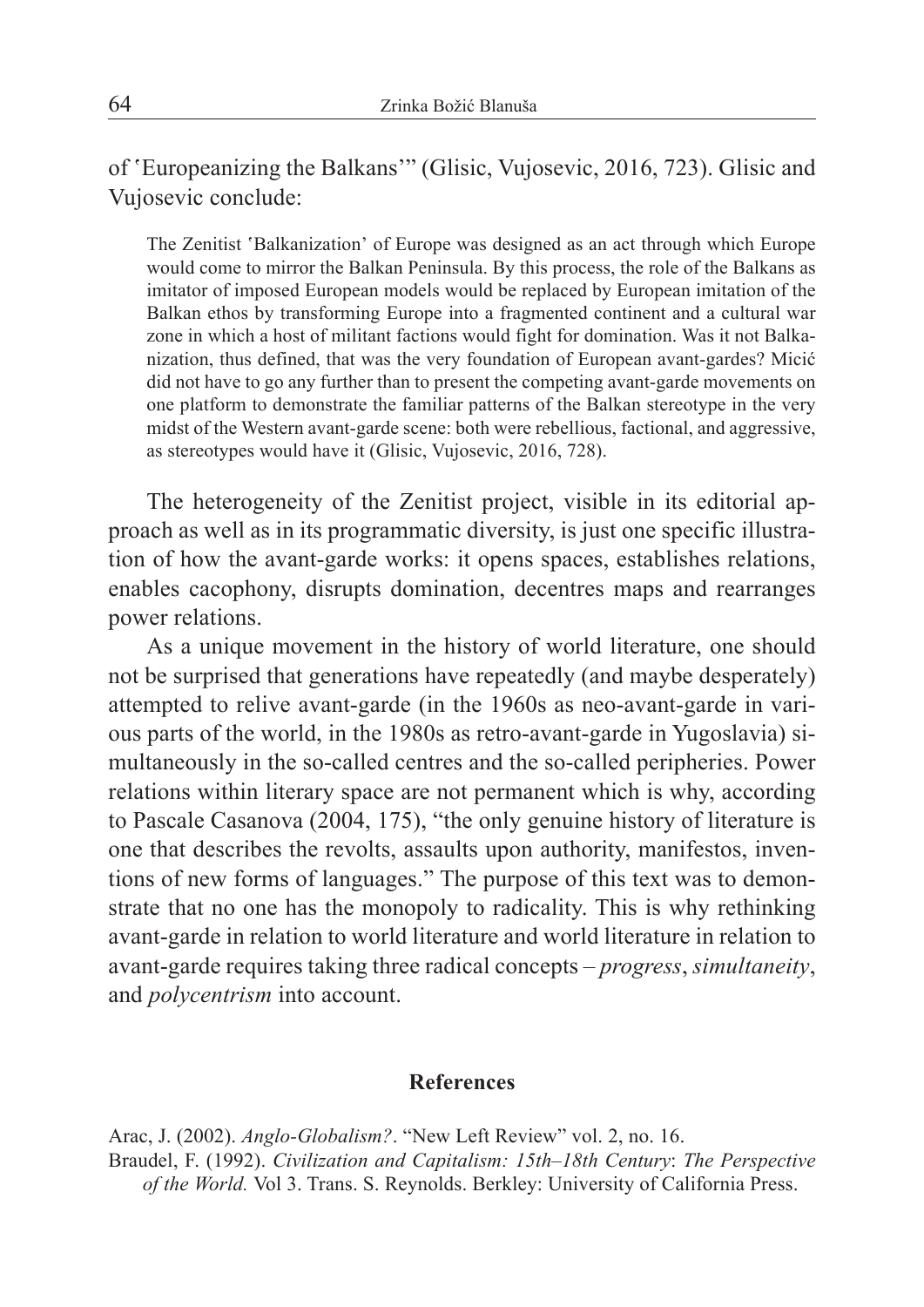of 'Europeanizing the Balkans'" (Glisic, Vujosevic, 2016, 723). Glisic and Vujosevic conclude:

> The Zenitist 'Balkanization' of Europe was designed as an act through which Europe would come to mirror the Balkan Peninsula. By this process, the role of the Balkans as imitator of imposed European models would be replaced by European imitation of the Balkan ethos by transforming Europe into a fragmented continent and a cultural war zone in which a host of militant factions would fight for domination. Was it not Balkanization, thus defined, that was the very foundation of European avant-gardes? Micić did not have to go any further than to present the competing avant-garde movements on one platform to demonstrate the familiar patterns of the Balkan stereotype in the very midst of the Western avant-garde scene: both were rebellious, factional, and aggressive, as stereotypes would have it (Glisic, Vujosevic, 2016, 728).

The heterogeneity of the Zenitist project, visible in its editorial approach as well as in its programmatic diversity, is just one specific illustration of how the avant-garde works: it opens spaces, establishes relations, enables cacophony, disrupts domination, decentres maps and rearranges power relations.

As a unique movement in the history of world literature, one should not be surprised that generations have repeatedly (and maybe desperately) attempted to relive avant-garde (in the 1960s as neo-avant-garde in various parts of the world, in the 1980s as retro-avant-garde in Yugoslavia) simultaneously in the so-called centres and the so-called peripheries. Power relations within literary space are not permanent which is why, according to Pascale Casanova (2004, 175), "the only genuine history of literature is one that describes the revolts, assaults upon authority, manifestos, inventions of new forms of languages." The purpose of this text was to demonstrate that no one has the monopoly to radicality. This is why rethinking avant-garde in relation to world literature and world literature in relation to avant-garde requires taking three radical concepts – *progress*, *simultaneity*, and *polycentrism* into account.

## References

Arac, J. (2002). *Anglo-Globalism?*. "New Left Review" vol. 2, no. 16.

Braudel, F. (1992). *Civilization and Capitalism: 15th–18th Century*: *The Perspective of the World.* Vol 3. Trans. S. Reynolds. Berkley: University of California Press.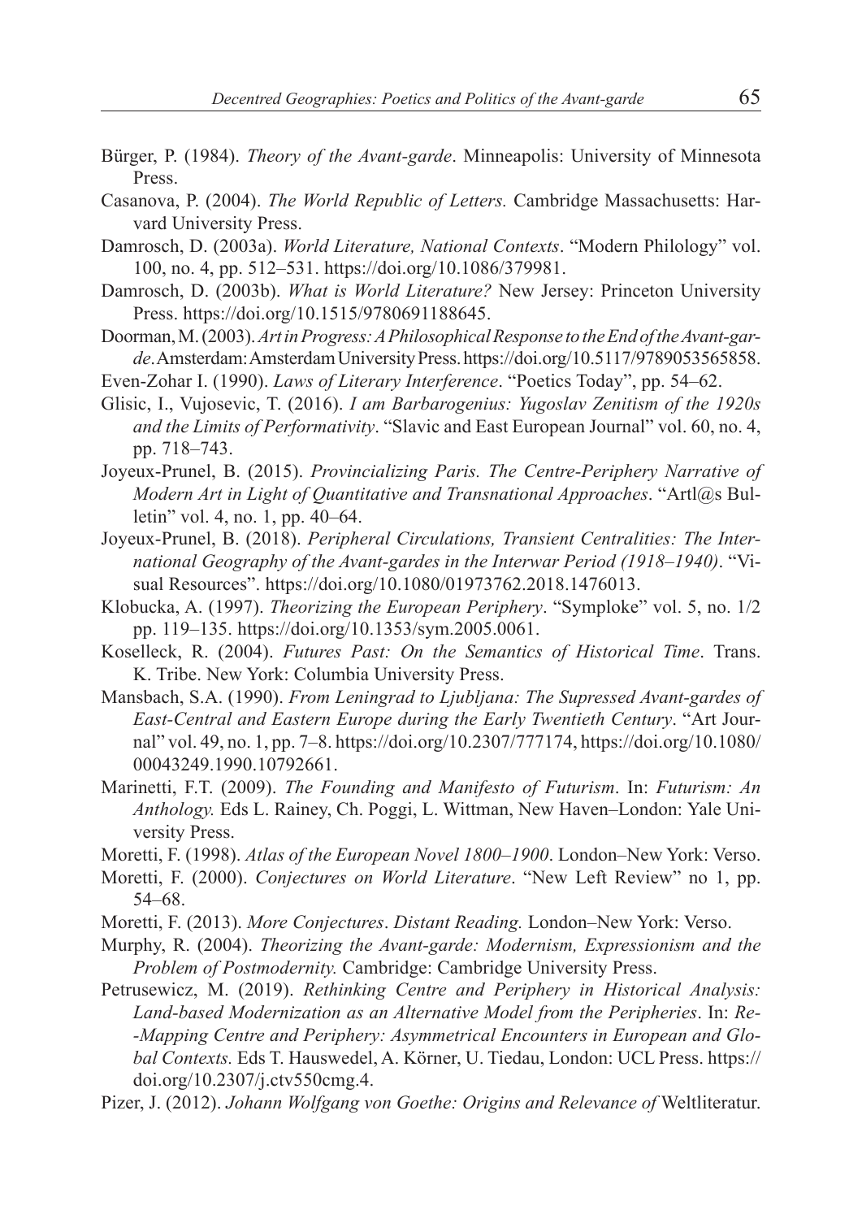Bürger, P. (1984). *Theory of the Avant-garde*. Minneapolis: University of Minnesota Press.

Casanova, P. (2004). *The World Republic of Letters.* Cambridge Massachusetts: Harvard University Press.

Damrosch, D. (2003a). *World Literature, National Contexts*. "Modern Philology" vol. 100, no. 4, pp. 512–531. https://doi.org/10.1086/379981.

Damrosch, D. (2003b). *What is World Literature?* New Jersey: Princeton University Press. https://doi.org/10.1515/9780691188645.

Doorman, M. (2003). *Art in Progress: A Philosophical Response to the End of the Avant-garde*. Amsterdam: Amsterdam University Press. https://doi.org/10.5117/9789053565858.

Even-Zohar I. (1990). *Laws of Literary Interference*. "Poetics Today", pp. 54–62.

Glisic, I., Vujosevic, T. (2016). *I am Barbarogenius: Yugoslav Zenitism of the 1920s and the Limits of Performativity*. "Slavic and East European Journal" vol. 60, no. 4, pp. 718–743.

Joyeux-Prunel, B. (2015). *Provincializing Paris. The Centre-Periphery Narrative of Modern Art in Light of Quantitative and Transnational Approaches*. "Artl@s Bulletin" vol. 4, no. 1, pp. 40–64.

Joyeux-Prunel, B. (2018). *Peripheral Circulations, Transient Centralities: The International Geography of the Avant-gardes in the Interwar Period (1918–1940)*. "Visual Resources". https://doi.org/10.1080/01973762.2018.1476013.

Klobucka, A. (1997). *Theorizing the European Periphery*. "Symploke" vol. 5, no. 1/2 pp. 119–135. https://doi.org/10.1353/sym.2005.0061.

Koselleck, R. (2004). *Futures Past: On the Semantics of Historical Time*. Trans. K. Tribe. New York: Columbia University Press.

Mansbach, S.A. (1990). *From Leningrad to Ljubljana: The Supressed Avant-gardes of East-Central and Eastern Europe during the Early Twentieth Century*. "Art Journal" vol. 49, no. 1, pp. 7–8. https://doi.org/10.2307/777174, https://doi.org/10.1080/00043249.1990.10792661.

Marinetti, F.T. (2009). *The Founding and Manifesto of Futurism*. In: *Futurism: An Anthology.* Eds L. Rainey, Ch. Poggi, L. Wittman, New Haven–London: Yale University Press.

Moretti, F. (1998). *Atlas of the European Novel 1800–1900*. London–New York: Verso.

Moretti, F. (2000). *Conjectures on World Literature*. "New Left Review" no 1, pp. 54–68.

Moretti, F. (2013). *More Conjectures*. *Distant Reading.* London–New York: Verso.

Murphy, R. (2004). *Theorizing the Avant-garde: Modernism, Expressionism and the Problem of Postmodernity.* Cambridge: Cambridge University Press.

Petrusewicz, M. (2019). *Rethinking Centre and Periphery in Historical Analysis: Land-based Modernization as an Alternative Model from the Peripheries*. In: *Re--Mapping Centre and Periphery: Asymmetrical Encounters in European and Global Contexts.* Eds T. Hauswedel, A. Körner, U. Tiedau, London: UCL Press. https://doi.org/10.2307/j.ctv550cmg.4.

Pizer, J. (2012). *Johann Wolfgang von Goethe: Origins and Relevance of* Weltliteratur.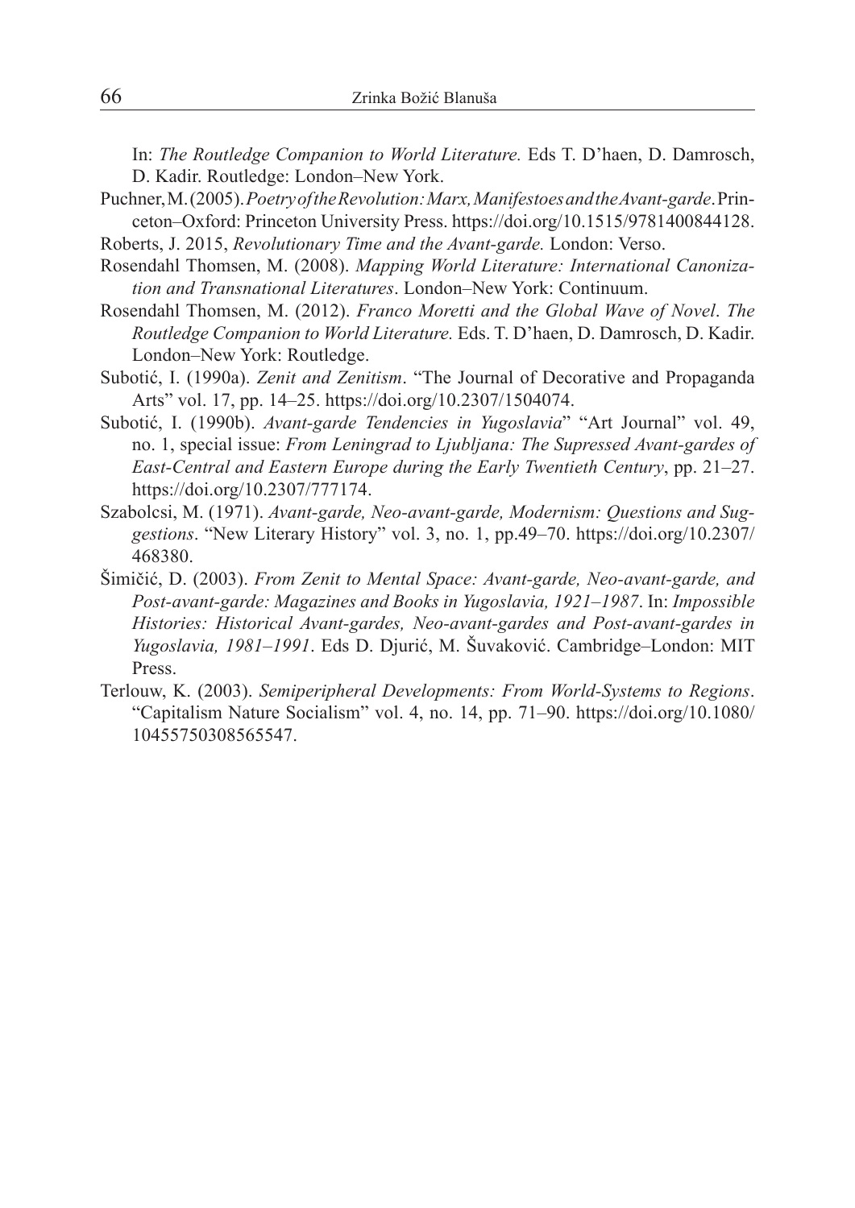In: *The Routledge Companion to World Literature.* Eds T. D'haen, D. Damrosch, D. Kadir. Routledge: London–New York.

Puchner, M. (2005). *Poetry of the Revolution: Marx, Manifestoes and the Avant-garde*. Princeton–Oxford: Princeton University Press. https://doi.org/10.1515/9781400844128.

Roberts, J. 2015, *Revolutionary Time and the Avant-garde.* London: Verso.

Rosendahl Thomsen, M. (2008). *Mapping World Literature: International Canonization and Transnational Literatures*. London–New York: Continuum.

Rosendahl Thomsen, M. (2012). *Franco Moretti and the Global Wave of Novel*. *The Routledge Companion to World Literature.* Eds. T. D'haen, D. Damrosch, D. Kadir. London–New York: Routledge.

Subotić, I. (1990a). *Zenit and Zenitism*. "The Journal of Decorative and Propaganda Arts" vol. 17, pp. 14–25. https://doi.org/10.2307/1504074.

Subotić, I. (1990b). *Avant-garde Tendencies in Yugoslavia*" "Art Journal" vol. 49, no. 1, special issue: *From Leningrad to Ljubljana: The Supressed Avant-gardes of East-Central and Eastern Europe during the Early Twentieth Century*, pp. 21–27. https://doi.org/10.2307/777174.

Szabolcsi, M. (1971). *Avant-garde, Neo-avant-garde, Modernism: Questions and Suggestions*. "New Literary History" vol. 3, no. 1, pp.49–70. https://doi.org/10.2307/468380.

Šimičić, D. (2003). *From Zenit to Mental Space: Avant-garde, Neo-avant-garde, and Post-avant-garde: Magazines and Books in Yugoslavia, 1921–1987*. In: *Impossible Histories: Historical Avant-gardes, Neo-avant-gardes and Post-avant-gardes in Yugoslavia, 1981–1991*. Eds D. Djurić, M. Šuvaković. Cambridge–London: MIT Press.

Terlouw, K. (2003). *Semiperipheral Developments: From World-Systems to Regions*. "Capitalism Nature Socialism" vol. 4, no. 14, pp. 71–90. https://doi.org/10.1080/10455750308565547.